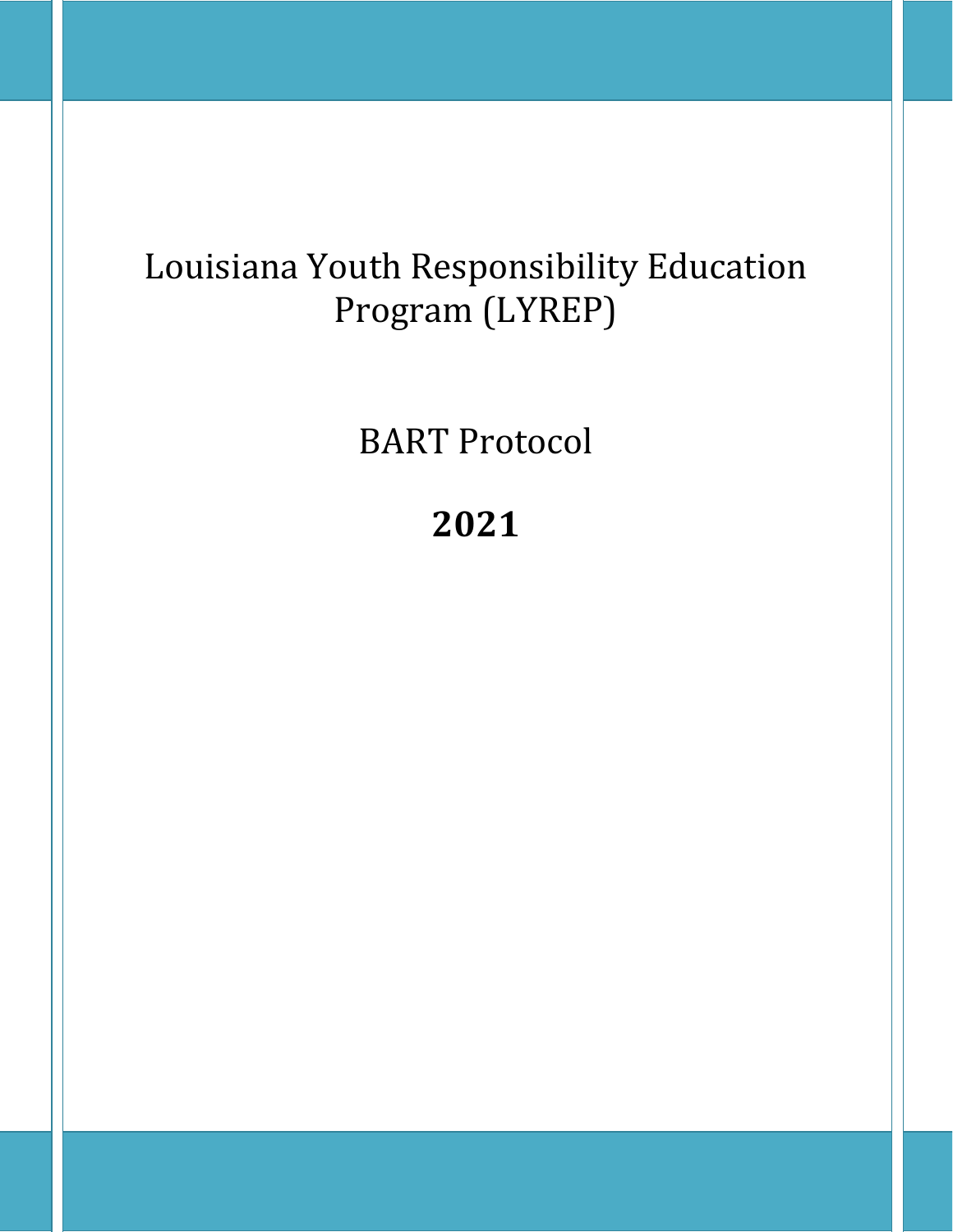# Louisiana Youth Responsibility Education Program (LYREP)

## BART Protocol

## **2021**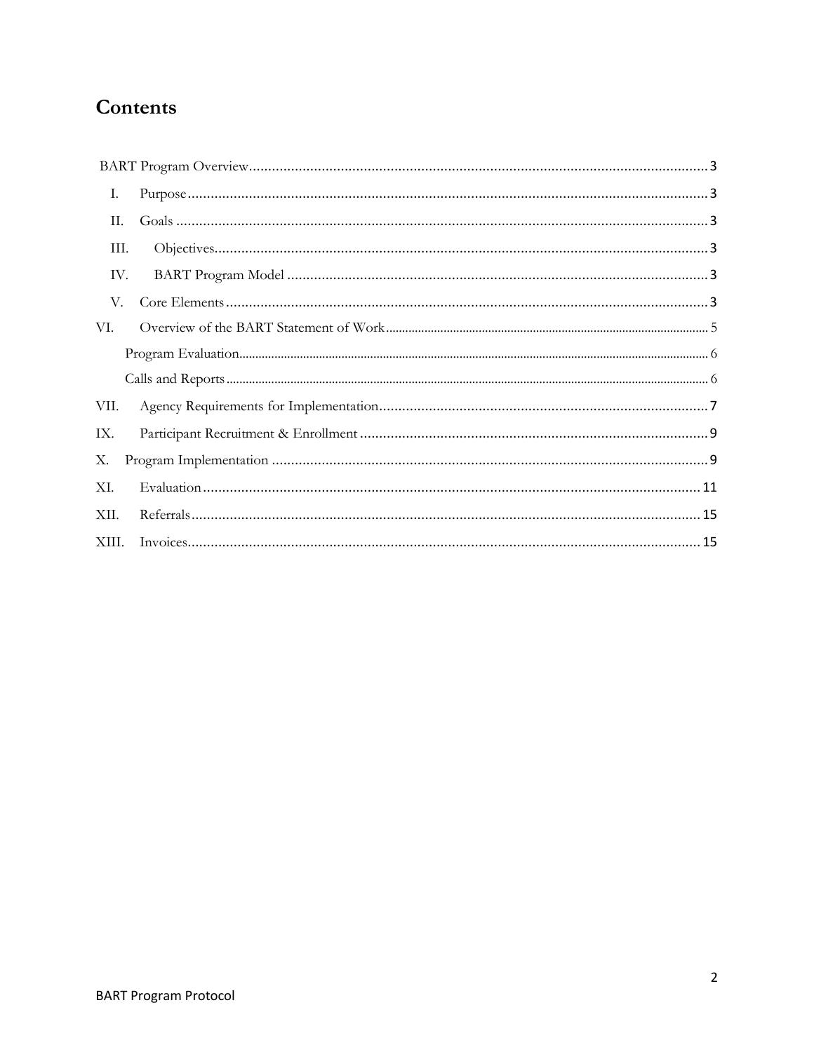# Contents

BART Program Overview .......... 3

- I. Purpose .......... 3
- II. Goals .......... 3
- III. Objectives .......... 3
- IV. BART Program Model .......... 3
- V. Core Elements .......... 3

VI. Overview of the BART Statement of Work .......... 5

- Program Evaluation .......... 6
- Calls and Reports .......... 6

VII. Agency Requirements for Implementation .......... 7

IX. Participant Recruitment & Enrollment .......... 9

X. Program Implementation .......... 9

XI. Evaluation .......... 11

XII. Referrals .......... 15

XIII. Invoices .......... 15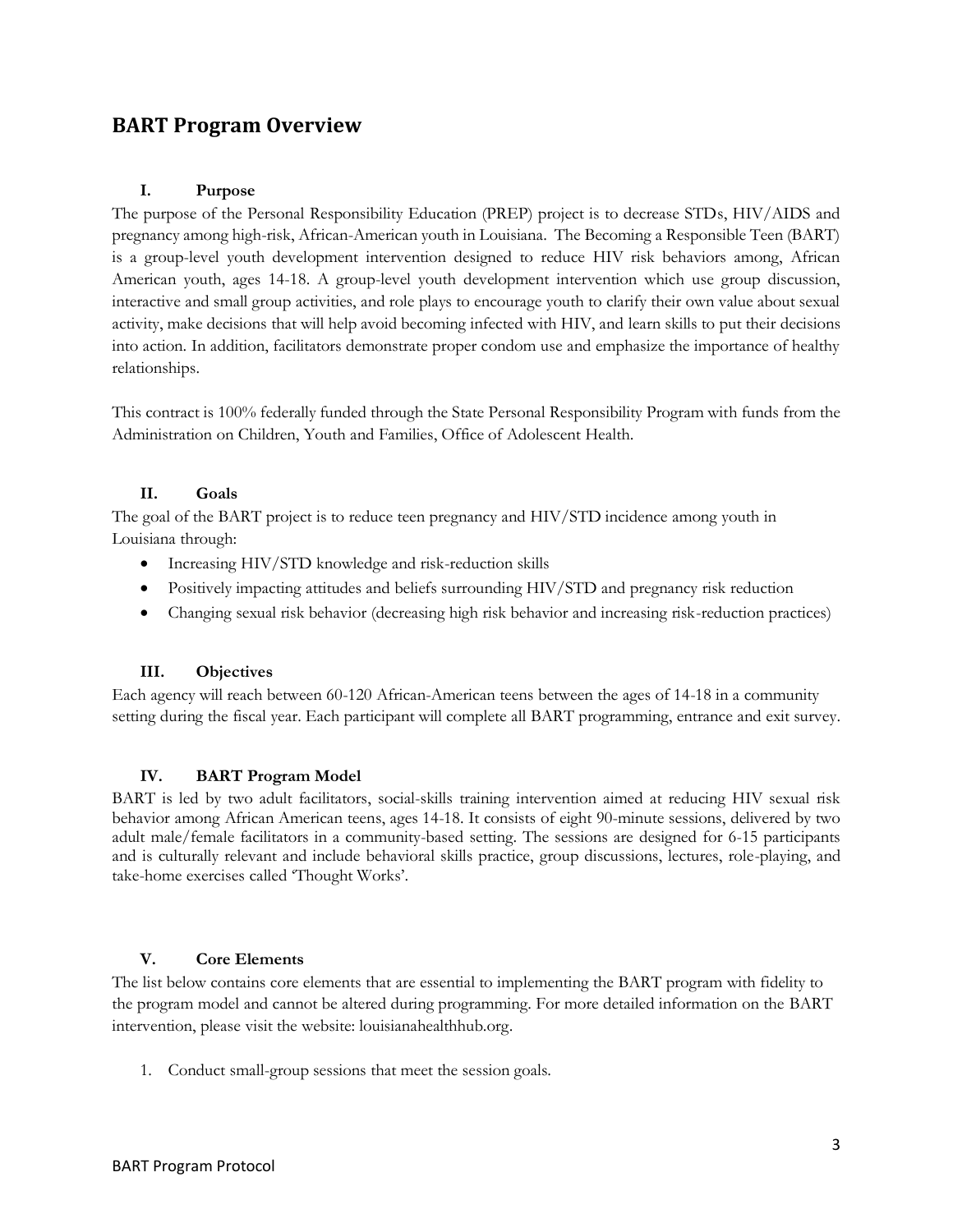## BART Program Overview

### I. Purpose

The purpose of the Personal Responsibility Education (PREP) project is to decrease STDs, HIV/AIDS and pregnancy among high-risk, African-American youth in Louisiana. The Becoming a Responsible Teen (BART) is a group-level youth development intervention designed to reduce HIV risk behaviors among, African American youth, ages 14-18. A group-level youth development intervention which use group discussion, interactive and small group activities, and role plays to encourage youth to clarify their own value about sexual activity, make decisions that will help avoid becoming infected with HIV, and learn skills to put their decisions into action. In addition, facilitators demonstrate proper condom use and emphasize the importance of healthy relationships.

This contract is 100% federally funded through the State Personal Responsibility Program with funds from the Administration on Children, Youth and Families, Office of Adolescent Health.

### II. Goals

The goal of the BART project is to reduce teen pregnancy and HIV/STD incidence among youth in Louisiana through:

- Increasing HIV/STD knowledge and risk-reduction skills
- Positively impacting attitudes and beliefs surrounding HIV/STD and pregnancy risk reduction
- Changing sexual risk behavior (decreasing high risk behavior and increasing risk-reduction practices)

### III. Objectives

Each agency will reach between 60-120 African-American teens between the ages of 14-18 in a community setting during the fiscal year. Each participant will complete all BART programming, entrance and exit survey.

### IV. BART Program Model

BART is led by two adult facilitators, social-skills training intervention aimed at reducing HIV sexual risk behavior among African American teens, ages 14-18. It consists of eight 90-minute sessions, delivered by two adult male/female facilitators in a community-based setting. The sessions are designed for 6-15 participants and is culturally relevant and include behavioral skills practice, group discussions, lectures, role-playing, and take-home exercises called 'Thought Works'.

### V. Core Elements

The list below contains core elements that are essential to implementing the BART program with fidelity to the program model and cannot be altered during programming. For more detailed information on the BART intervention, please visit the website: louisianahealthhub.org.

1. Conduct small-group sessions that meet the session goals.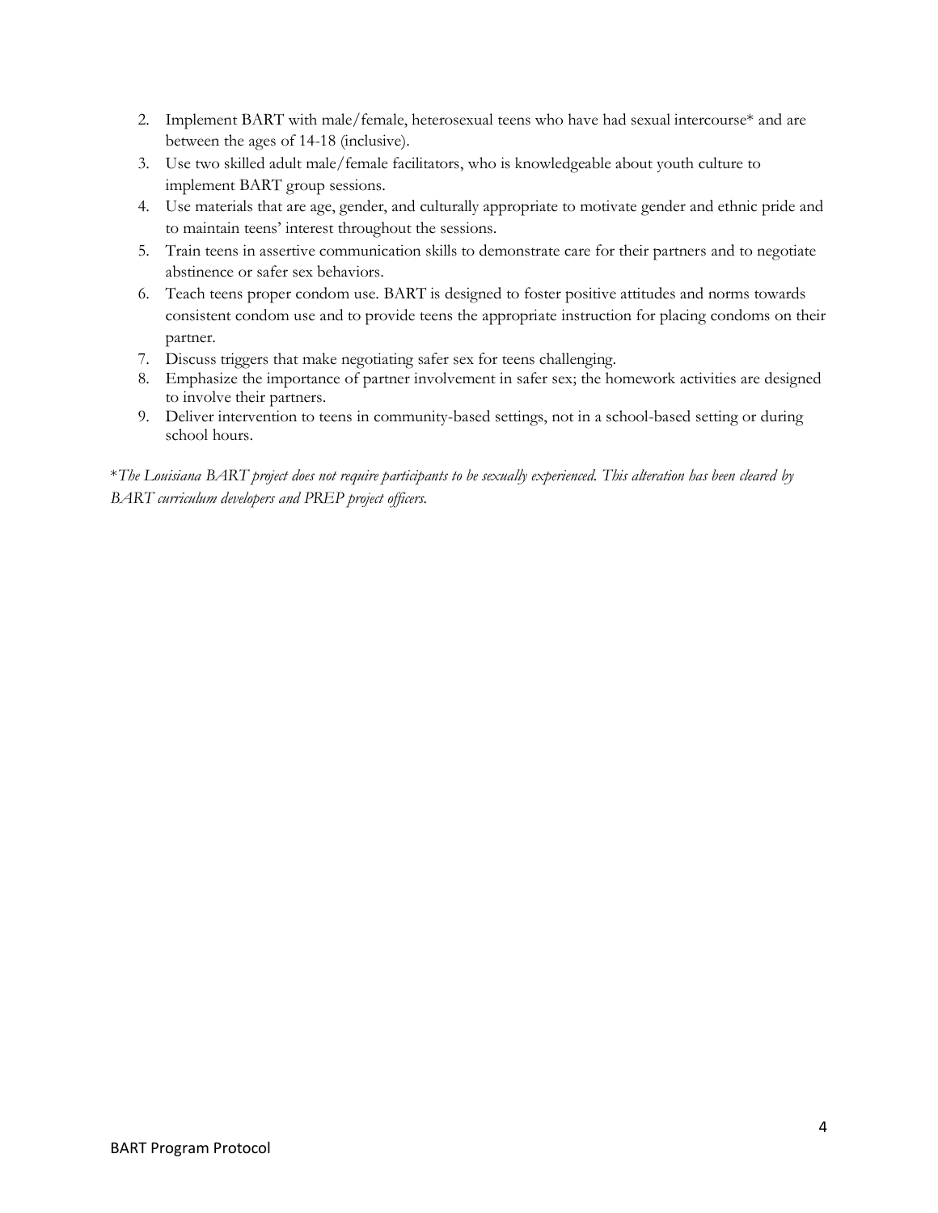2. Implement BART with male/female, heterosexual teens who have had sexual intercourse* and are between the ages of 14-18 (inclusive).
3. Use two skilled adult male/female facilitators, who is knowledgeable about youth culture to implement BART group sessions.
4. Use materials that are age, gender, and culturally appropriate to motivate gender and ethnic pride and to maintain teens' interest throughout the sessions.
5. Train teens in assertive communication skills to demonstrate care for their partners and to negotiate abstinence or safer sex behaviors.
6. Teach teens proper condom use. BART is designed to foster positive attitudes and norms towards consistent condom use and to provide teens the appropriate instruction for placing condoms on their partner.
7. Discuss triggers that make negotiating safer sex for teens challenging.
8. Emphasize the importance of partner involvement in safer sex; the homework activities are designed to involve their partners.
9. Deliver intervention to teens in community-based settings, not in a school-based setting or during school hours.

*\*The Louisiana BART project does not require participants to be sexually experienced. This alteration has been cleared by BART curriculum developers and PREP project officers.*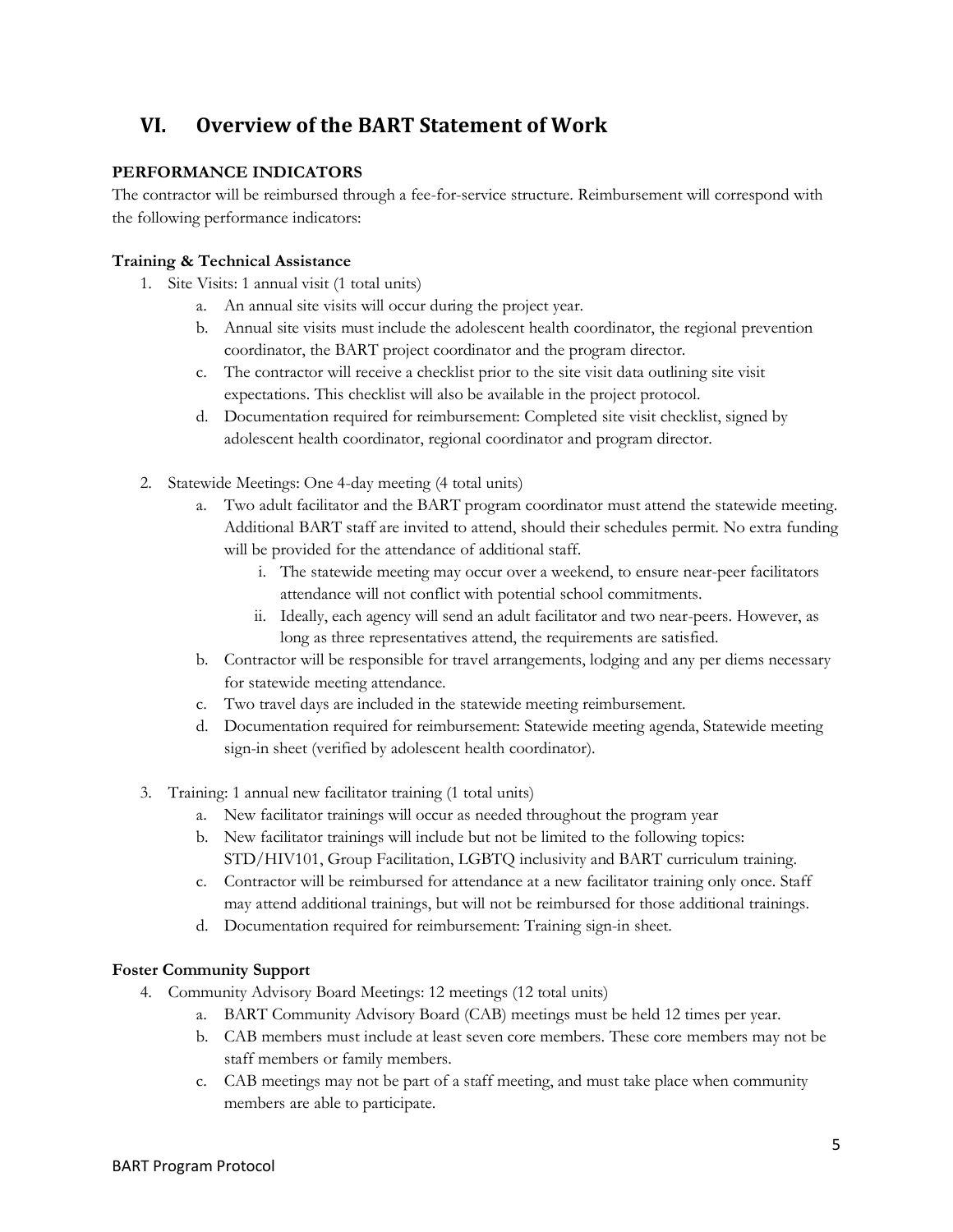## VI. Overview of the BART Statement of Work

**PERFORMANCE INDICATORS**

The contractor will be reimbursed through a fee-for-service structure. Reimbursement will correspond with the following performance indicators:

**Training & Technical Assistance**

1. Site Visits: 1 annual visit (1 total units)
   a. An annual site visits will occur during the project year.
   b. Annual site visits must include the adolescent health coordinator, the regional prevention coordinator, the BART project coordinator and the program director.
   c. The contractor will receive a checklist prior to the site visit data outlining site visit expectations. This checklist will also be available in the project protocol.
   d. Documentation required for reimbursement: Completed site visit checklist, signed by adolescent health coordinator, regional coordinator and program director.

2. Statewide Meetings: One 4-day meeting (4 total units)
   a. Two adult facilitator and the BART program coordinator must attend the statewide meeting. Additional BART staff are invited to attend, should their schedules permit. No extra funding will be provided for the attendance of additional staff.
      i. The statewide meeting may occur over a weekend, to ensure near-peer facilitators attendance will not conflict with potential school commitments.
      ii. Ideally, each agency will send an adult facilitator and two near-peers. However, as long as three representatives attend, the requirements are satisfied.
   b. Contractor will be responsible for travel arrangements, lodging and any per diems necessary for statewide meeting attendance.
   c. Two travel days are included in the statewide meeting reimbursement.
   d. Documentation required for reimbursement: Statewide meeting agenda, Statewide meeting sign-in sheet (verified by adolescent health coordinator).

3. Training: 1 annual new facilitator training (1 total units)
   a. New facilitator trainings will occur as needed throughout the program year
   b. New facilitator trainings will include but not be limited to the following topics: STD/HIV101, Group Facilitation, LGBTQ inclusivity and BART curriculum training.
   c. Contractor will be reimbursed for attendance at a new facilitator training only once. Staff may attend additional trainings, but will not be reimbursed for those additional trainings.
   d. Documentation required for reimbursement: Training sign-in sheet.

**Foster Community Support**

4. Community Advisory Board Meetings: 12 meetings (12 total units)
   a. BART Community Advisory Board (CAB) meetings must be held 12 times per year.
   b. CAB members must include at least seven core members. These core members may not be staff members or family members.
   c. CAB meetings may not be part of a staff meeting, and must take place when community members are able to participate.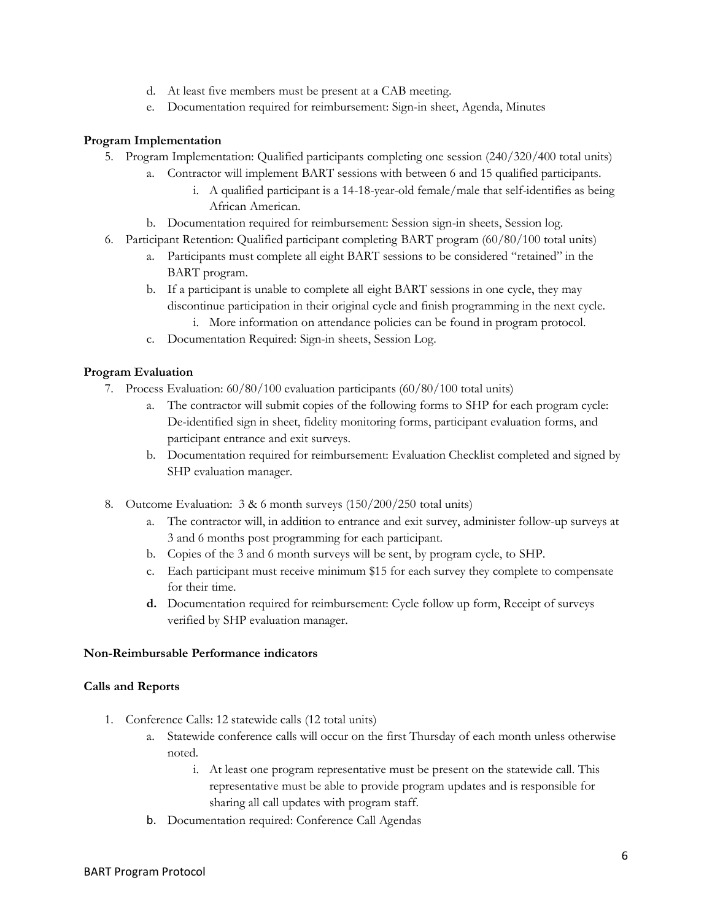d. At least five members must be present at a CAB meeting.
e. Documentation required for reimbursement: Sign-in sheet, Agenda, Minutes

**Program Implementation**

5. Program Implementation: Qualified participants completing one session (240/320/400 total units)
   a. Contractor will implement BART sessions with between 6 and 15 qualified participants.
      i. A qualified participant is a 14-18-year-old female/male that self-identifies as being African American.
   b. Documentation required for reimbursement: Session sign-in sheets, Session log.
6. Participant Retention: Qualified participant completing BART program (60/80/100 total units)
   a. Participants must complete all eight BART sessions to be considered "retained" in the BART program.
   b. If a participant is unable to complete all eight BART sessions in one cycle, they may discontinue participation in their original cycle and finish programming in the next cycle.
      i. More information on attendance policies can be found in program protocol.
   c. Documentation Required: Sign-in sheets, Session Log.

**Program Evaluation**

7. Process Evaluation: 60/80/100 evaluation participants (60/80/100 total units)
   a. The contractor will submit copies of the following forms to SHP for each program cycle: De-identified sign in sheet, fidelity monitoring forms, participant evaluation forms, and participant entrance and exit surveys.
   b. Documentation required for reimbursement: Evaluation Checklist completed and signed by SHP evaluation manager.

8. Outcome Evaluation: 3 & 6 month surveys (150/200/250 total units)
   a. The contractor will, in addition to entrance and exit survey, administer follow-up surveys at 3 and 6 months post programming for each participant.
   b. Copies of the 3 and 6 month surveys will be sent, by program cycle, to SHP.
   c. Each participant must receive minimum $15 for each survey they complete to compensate for their time.
   **d.** Documentation required for reimbursement: Cycle follow up form, Receipt of surveys verified by SHP evaluation manager.

**Non-Reimbursable Performance indicators**

**Calls and Reports**

1. Conference Calls: 12 statewide calls (12 total units)
   a. Statewide conference calls will occur on the first Thursday of each month unless otherwise noted.
      i. At least one program representative must be present on the statewide call. This representative must be able to provide program updates and is responsible for sharing all call updates with program staff.
   b. Documentation required: Conference Call Agendas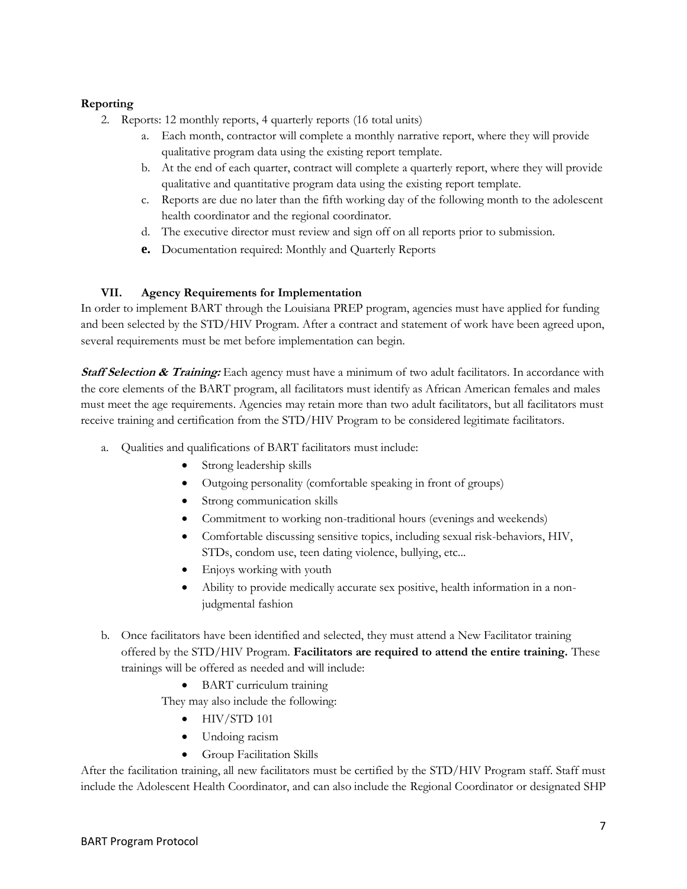**Reporting**

2. Reports: 12 monthly reports, 4 quarterly reports (16 total units)
    a. Each month, contractor will complete a monthly narrative report, where they will provide qualitative program data using the existing report template.
    b. At the end of each quarter, contract will complete a quarterly report, where they will provide qualitative and quantitative program data using the existing report template.
    c. Reports are due no later than the fifth working day of the following month to the adolescent health coordinator and the regional coordinator.
    d. The executive director must review and sign off on all reports prior to submission.
    e. Documentation required: Monthly and Quarterly Reports

## VII. Agency Requirements for Implementation

In order to implement BART through the Louisiana PREP program, agencies must have applied for funding and been selected by the STD/HIV Program. After a contract and statement of work have been agreed upon, several requirements must be met before implementation can begin.

***Staff Selection & Training:*** Each agency must have a minimum of two adult facilitators. In accordance with the core elements of the BART program, all facilitators must identify as African American females and males must meet the age requirements. Agencies may retain more than two adult facilitators, but all facilitators must receive training and certification from the STD/HIV Program to be considered legitimate facilitators.

a. Qualities and qualifications of BART facilitators must include:
    - Strong leadership skills
    - Outgoing personality (comfortable speaking in front of groups)
    - Strong communication skills
    - Commitment to working non-traditional hours (evenings and weekends)
    - Comfortable discussing sensitive topics, including sexual risk-behaviors, HIV, STDs, condom use, teen dating violence, bullying, etc...
    - Enjoys working with youth
    - Ability to provide medically accurate sex positive, health information in a non-judgmental fashion

b. Once facilitators have been identified and selected, they must attend a New Facilitator training offered by the STD/HIV Program. **Facilitators are required to attend the entire training.** These trainings will be offered as needed and will include:
    - BART curriculum training

    They may also include the following:
    - HIV/STD 101
    - Undoing racism
    - Group Facilitation Skills

After the facilitation training, all new facilitators must be certified by the STD/HIV Program staff. Staff must include the Adolescent Health Coordinator, and can also include the Regional Coordinator or designated SHP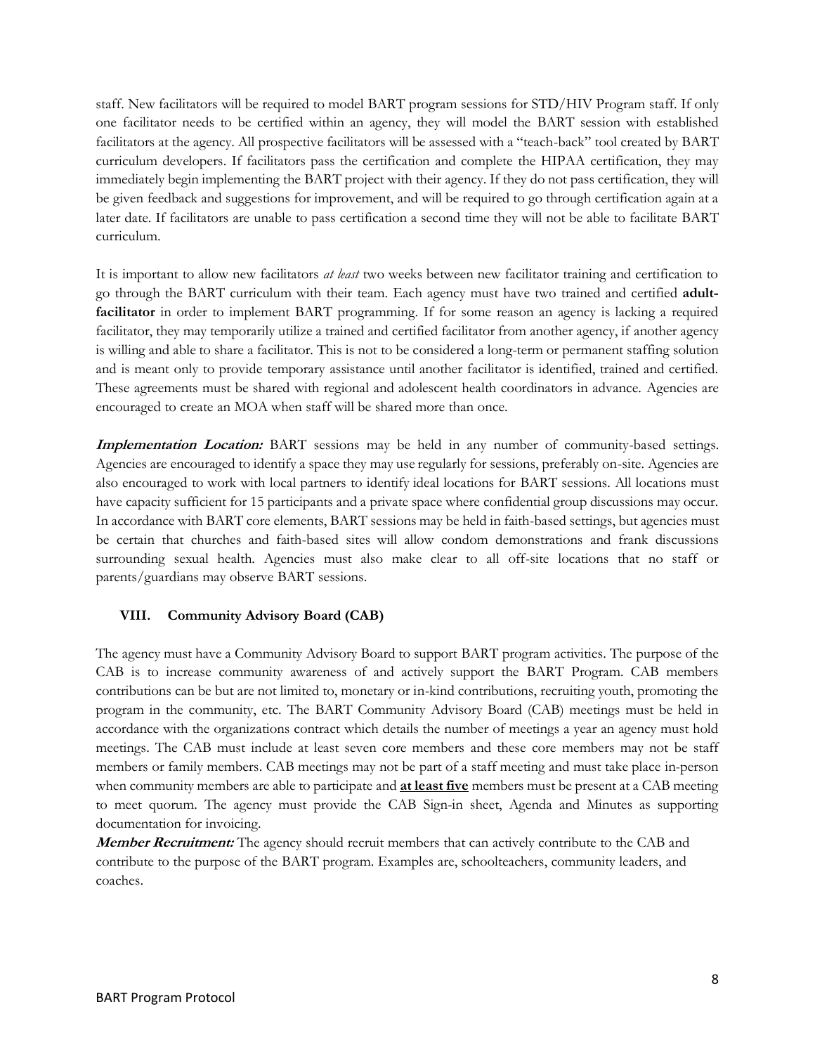staff. New facilitators will be required to model BART program sessions for STD/HIV Program staff. If only one facilitator needs to be certified within an agency, they will model the BART session with established facilitators at the agency. All prospective facilitators will be assessed with a "teach-back" tool created by BART curriculum developers. If facilitators pass the certification and complete the HIPAA certification, they may immediately begin implementing the BART project with their agency. If they do not pass certification, they will be given feedback and suggestions for improvement, and will be required to go through certification again at a later date. If facilitators are unable to pass certification a second time they will not be able to facilitate BART curriculum.

It is important to allow new facilitators *at least* two weeks between new facilitator training and certification to go through the BART curriculum with their team. Each agency must have two trained and certified **adult-facilitator** in order to implement BART programming. If for some reason an agency is lacking a required facilitator, they may temporarily utilize a trained and certified facilitator from another agency, if another agency is willing and able to share a facilitator. This is not to be considered a long-term or permanent staffing solution and is meant only to provide temporary assistance until another facilitator is identified, trained and certified. These agreements must be shared with regional and adolescent health coordinators in advance. Agencies are encouraged to create an MOA when staff will be shared more than once.

***Implementation Location:*** BART sessions may be held in any number of community-based settings. Agencies are encouraged to identify a space they may use regularly for sessions, preferably on-site. Agencies are also encouraged to work with local partners to identify ideal locations for BART sessions. All locations must have capacity sufficient for 15 participants and a private space where confidential group discussions may occur. In accordance with BART core elements, BART sessions may be held in faith-based settings, but agencies must be certain that churches and faith-based sites will allow condom demonstrations and frank discussions surrounding sexual health. Agencies must also make clear to all off-site locations that no staff or parents/guardians may observe BART sessions.

## VIII. Community Advisory Board (CAB)

The agency must have a Community Advisory Board to support BART program activities. The purpose of the CAB is to increase community awareness of and actively support the BART Program. CAB members contributions can be but are not limited to, monetary or in-kind contributions, recruiting youth, promoting the program in the community, etc. The BART Community Advisory Board (CAB) meetings must be held in accordance with the organizations contract which details the number of meetings a year an agency must hold meetings. The CAB must include at least seven core members and these core members may not be staff members or family members. CAB meetings may not be part of a staff meeting and must take place in-person when community members are able to participate and **at least five** members must be present at a CAB meeting to meet quorum. The agency must provide the CAB Sign-in sheet, Agenda and Minutes as supporting documentation for invoicing.

***Member Recruitment:*** The agency should recruit members that can actively contribute to the CAB and contribute to the purpose of the BART program. Examples are, schoolteachers, community leaders, and coaches.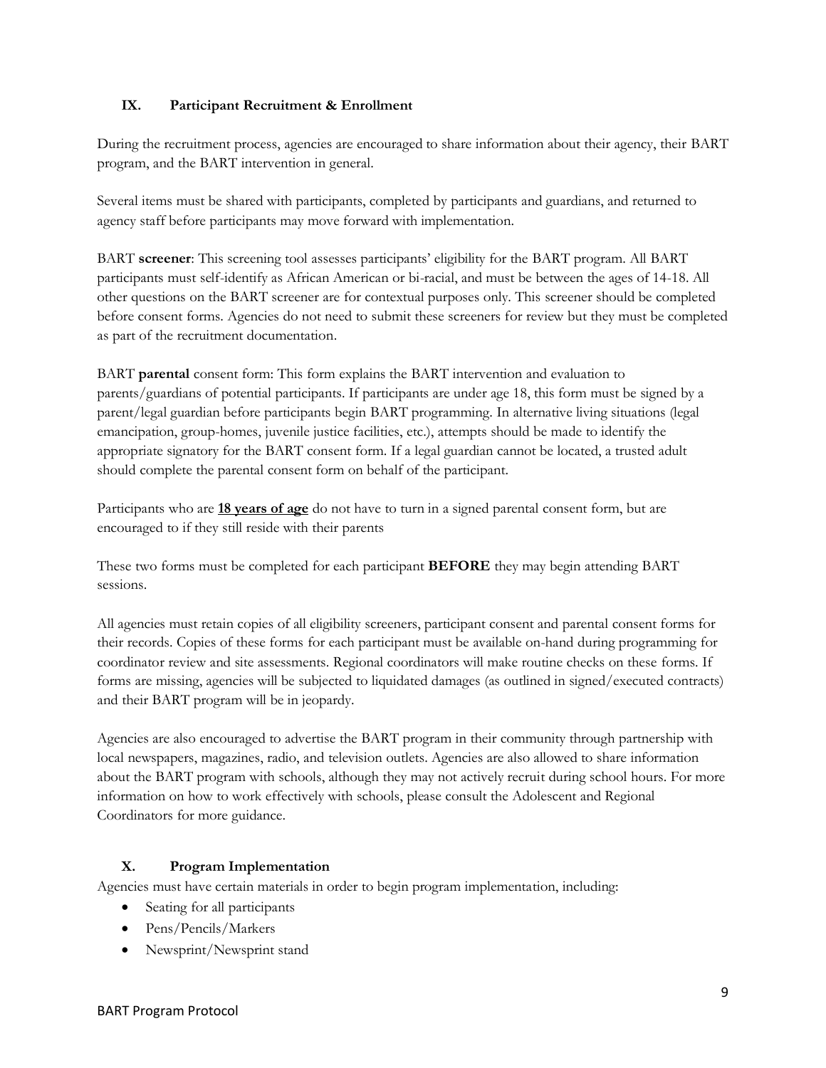## IX. Participant Recruitment & Enrollment

During the recruitment process, agencies are encouraged to share information about their agency, their BART program, and the BART intervention in general.

Several items must be shared with participants, completed by participants and guardians, and returned to agency staff before participants may move forward with implementation.

BART **screener**: This screening tool assesses participants' eligibility for the BART program. All BART participants must self-identify as African American or bi-racial, and must be between the ages of 14-18. All other questions on the BART screener are for contextual purposes only. This screener should be completed before consent forms. Agencies do not need to submit these screeners for review but they must be completed as part of the recruitment documentation.

BART **parental** consent form: This form explains the BART intervention and evaluation to parents/guardians of potential participants. If participants are under age 18, this form must be signed by a parent/legal guardian before participants begin BART programming. In alternative living situations (legal emancipation, group-homes, juvenile justice facilities, etc.), attempts should be made to identify the appropriate signatory for the BART consent form. If a legal guardian cannot be located, a trusted adult should complete the parental consent form on behalf of the participant.

Participants who are **<u>18 years of age</u>** do not have to turn in a signed parental consent form, but are encouraged to if they still reside with their parents

These two forms must be completed for each participant **BEFORE** they may begin attending BART sessions.

All agencies must retain copies of all eligibility screeners, participant consent and parental consent forms for their records. Copies of these forms for each participant must be available on-hand during programming for coordinator review and site assessments. Regional coordinators will make routine checks on these forms. If forms are missing, agencies will be subjected to liquidated damages (as outlined in signed/executed contracts) and their BART program will be in jeopardy.

Agencies are also encouraged to advertise the BART program in their community through partnership with local newspapers, magazines, radio, and television outlets. Agencies are also allowed to share information about the BART program with schools, although they may not actively recruit during school hours. For more information on how to work effectively with schools, please consult the Adolescent and Regional Coordinators for more guidance.

## X. Program Implementation

Agencies must have certain materials in order to begin program implementation, including:

- Seating for all participants
- Pens/Pencils/Markers
- Newsprint/Newsprint stand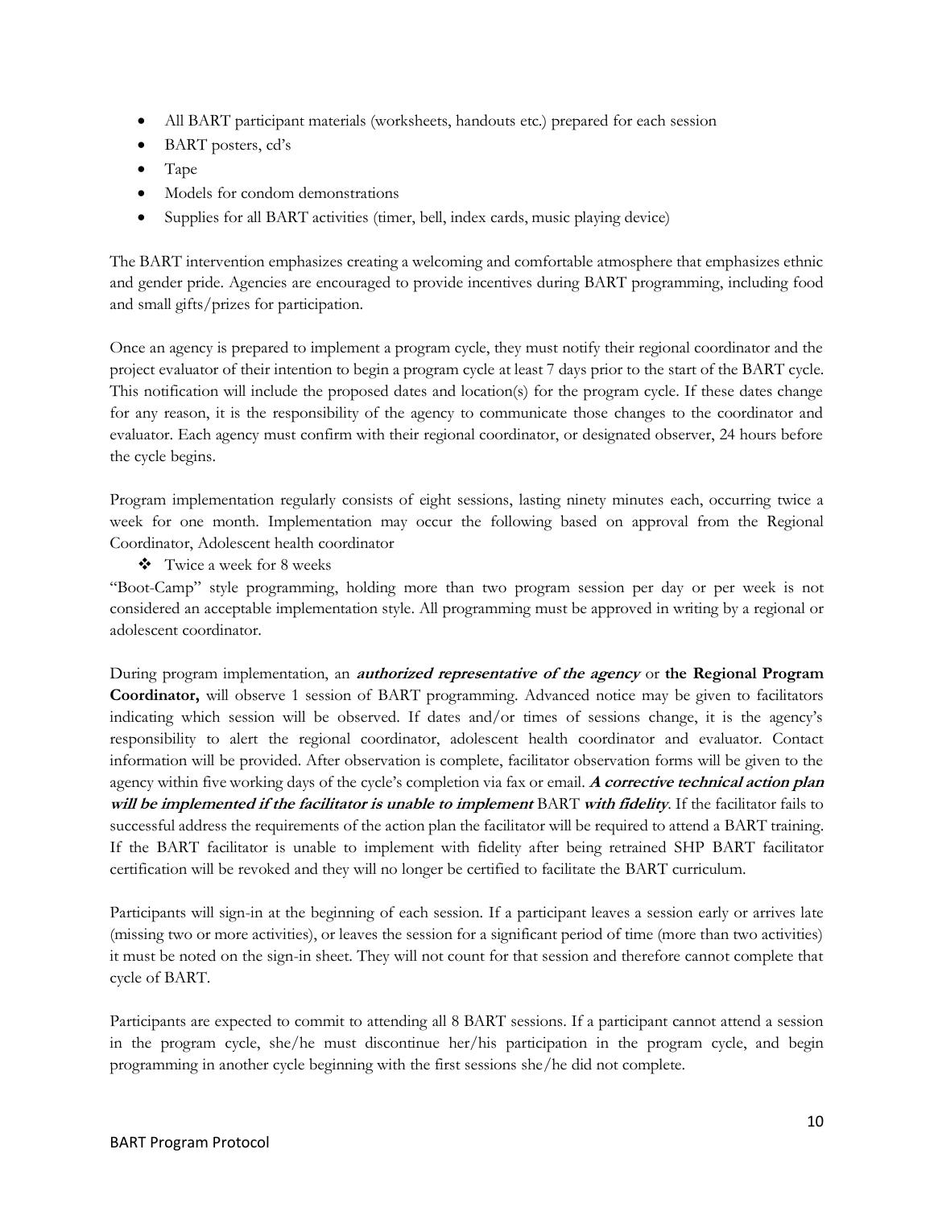- All BART participant materials (worksheets, handouts etc.) prepared for each session
- BART posters, cd's
- Tape
- Models for condom demonstrations
- Supplies for all BART activities (timer, bell, index cards, music playing device)

The BART intervention emphasizes creating a welcoming and comfortable atmosphere that emphasizes ethnic and gender pride. Agencies are encouraged to provide incentives during BART programming, including food and small gifts/prizes for participation.

Once an agency is prepared to implement a program cycle, they must notify their regional coordinator and the project evaluator of their intention to begin a program cycle at least 7 days prior to the start of the BART cycle. This notification will include the proposed dates and location(s) for the program cycle. If these dates change for any reason, it is the responsibility of the agency to communicate those changes to the coordinator and evaluator. Each agency must confirm with their regional coordinator, or designated observer, 24 hours before the cycle begins.

Program implementation regularly consists of eight sessions, lasting ninety minutes each, occurring twice a week for one month. Implementation may occur the following based on approval from the Regional Coordinator, Adolescent health coordinator

- ❖ Twice a week for 8 weeks

"Boot-Camp" style programming, holding more than two program session per day or per week is not considered an acceptable implementation style. All programming must be approved in writing by a regional or adolescent coordinator.

During program implementation, an ***authorized representative of the agency*** or **the Regional Program Coordinator,** will observe 1 session of BART programming. Advanced notice may be given to facilitators indicating which session will be observed. If dates and/or times of sessions change, it is the agency's responsibility to alert the regional coordinator, adolescent health coordinator and evaluator. Contact information will be provided. After observation is complete, facilitator observation forms will be given to the agency within five working days of the cycle's completion via fax or email. ***A corrective technical action plan will be implemented if the facilitator is unable to implement*** BART ***with fidelity***. If the facilitator fails to successful address the requirements of the action plan the facilitator will be required to attend a BART training. If the BART facilitator is unable to implement with fidelity after being retrained SHP BART facilitator certification will be revoked and they will no longer be certified to facilitate the BART curriculum.

Participants will sign-in at the beginning of each session. If a participant leaves a session early or arrives late (missing two or more activities), or leaves the session for a significant period of time (more than two activities) it must be noted on the sign-in sheet. They will not count for that session and therefore cannot complete that cycle of BART.

Participants are expected to commit to attending all 8 BART sessions. If a participant cannot attend a session in the program cycle, she/he must discontinue her/his participation in the program cycle, and begin programming in another cycle beginning with the first sessions she/he did not complete.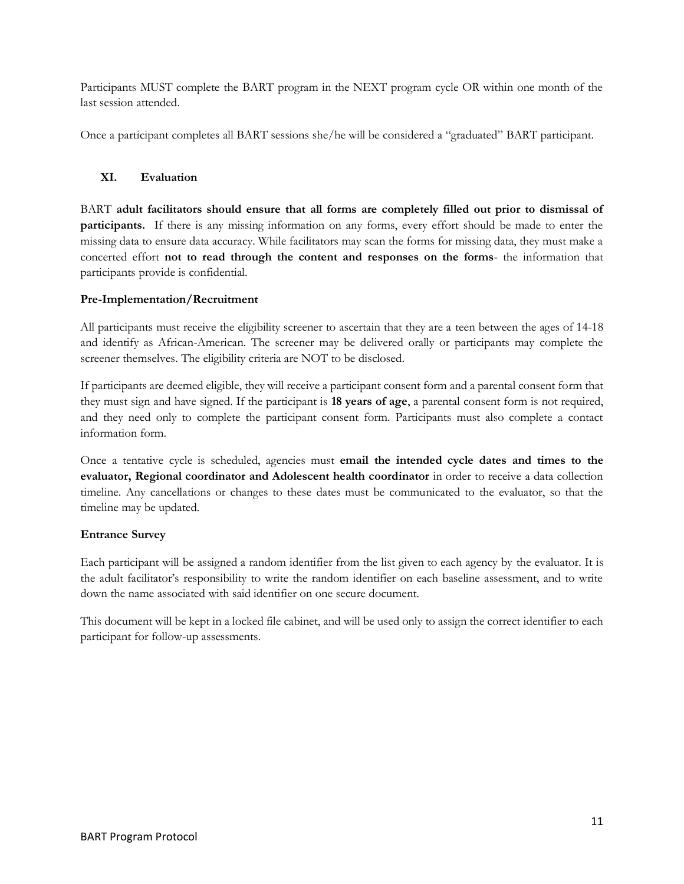Participants MUST complete the BART program in the NEXT program cycle OR within one month of the last session attended.

Once a participant completes all BART sessions she/he will be considered a "graduated" BART participant.

## XI. Evaluation

BART **adult facilitators should ensure that all forms are completely filled out prior to dismissal of participants.** If there is any missing information on any forms, every effort should be made to enter the missing data to ensure data accuracy. While facilitators may scan the forms for missing data, they must make a concerted effort **not to read through the content and responses on the forms**- the information that participants provide is confidential.

### Pre-Implementation/Recruitment

All participants must receive the eligibility screener to ascertain that they are a teen between the ages of 14-18 and identify as African-American. The screener may be delivered orally or participants may complete the screener themselves. The eligibility criteria are NOT to be disclosed.

If participants are deemed eligible, they will receive a participant consent form and a parental consent form that they must sign and have signed. If the participant is **18 years of age**, a parental consent form is not required, and they need only to complete the participant consent form. Participants must also complete a contact information form.

Once a tentative cycle is scheduled, agencies must **email the intended cycle dates and times to the evaluator, Regional coordinator and Adolescent health coordinator** in order to receive a data collection timeline. Any cancellations or changes to these dates must be communicated to the evaluator, so that the timeline may be updated.

### Entrance Survey

Each participant will be assigned a random identifier from the list given to each agency by the evaluator. It is the adult facilitator's responsibility to write the random identifier on each baseline assessment, and to write down the name associated with said identifier on one secure document.

This document will be kept in a locked file cabinet, and will be used only to assign the correct identifier to each participant for follow-up assessments.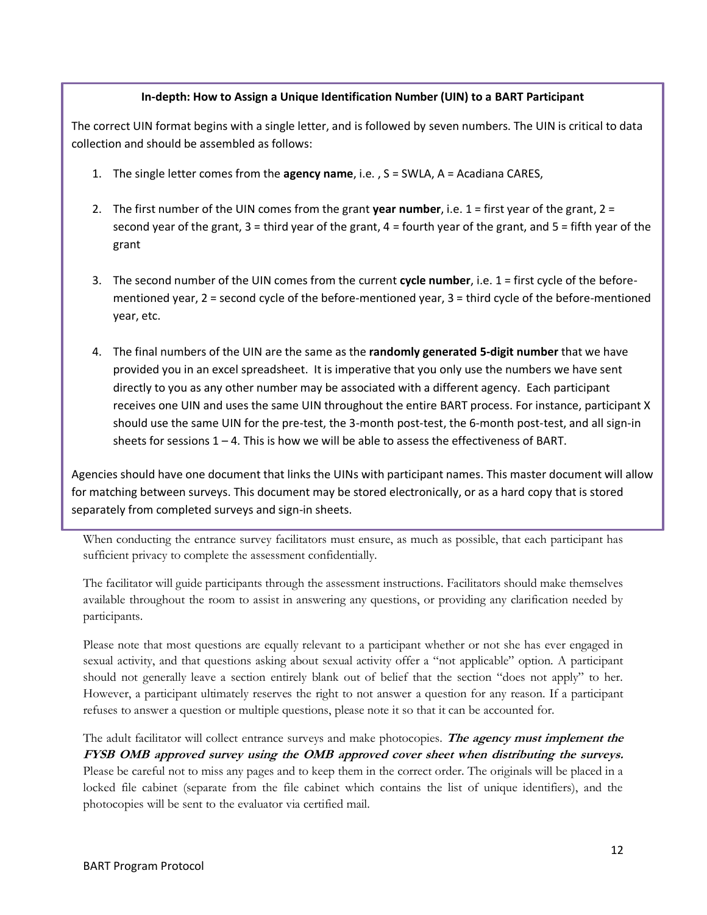**In-depth: How to Assign a Unique Identification Number (UIN) to a BART Participant**

The correct UIN format begins with a single letter, and is followed by seven numbers. The UIN is critical to data collection and should be assembled as follows:

1. The single letter comes from the **agency name**, i.e. , S = SWLA, A = Acadiana CARES,
2. The first number of the UIN comes from the grant **year number**, i.e. 1 = first year of the grant, 2 = second year of the grant, 3 = third year of the grant, 4 = fourth year of the grant, and 5 = fifth year of the grant
3. The second number of the UIN comes from the current **cycle number**, i.e. 1 = first cycle of the before-mentioned year, 2 = second cycle of the before-mentioned year, 3 = third cycle of the before-mentioned year, etc.
4. The final numbers of the UIN are the same as the **randomly generated 5-digit number** that we have provided you in an excel spreadsheet. It is imperative that you only use the numbers we have sent directly to you as any other number may be associated with a different agency. Each participant receives one UIN and uses the same UIN throughout the entire BART process. For instance, participant X should use the same UIN for the pre-test, the 3-month post-test, the 6-month post-test, and all sign-in sheets for sessions 1 – 4. This is how we will be able to assess the effectiveness of BART.

Agencies should have one document that links the UINs with participant names. This master document will allow for matching between surveys. This document may be stored electronically, or as a hard copy that is stored separately from completed surveys and sign-in sheets.

When conducting the entrance survey facilitators must ensure, as much as possible, that each participant has sufficient privacy to complete the assessment confidentially.

The facilitator will guide participants through the assessment instructions. Facilitators should make themselves available throughout the room to assist in answering any questions, or providing any clarification needed by participants.

Please note that most questions are equally relevant to a participant whether or not she has ever engaged in sexual activity, and that questions asking about sexual activity offer a "not applicable" option. A participant should not generally leave a section entirely blank out of belief that the section "does not apply" to her. However, a participant ultimately reserves the right to not answer a question for any reason. If a participant refuses to answer a question or multiple questions, please note it so that it can be accounted for.

The adult facilitator will collect entrance surveys and make photocopies. ***The agency must implement the FYSB OMB approved survey using the OMB approved cover sheet when distributing the surveys.*** Please be careful not to miss any pages and to keep them in the correct order. The originals will be placed in a locked file cabinet (separate from the file cabinet which contains the list of unique identifiers), and the photocopies will be sent to the evaluator via certified mail.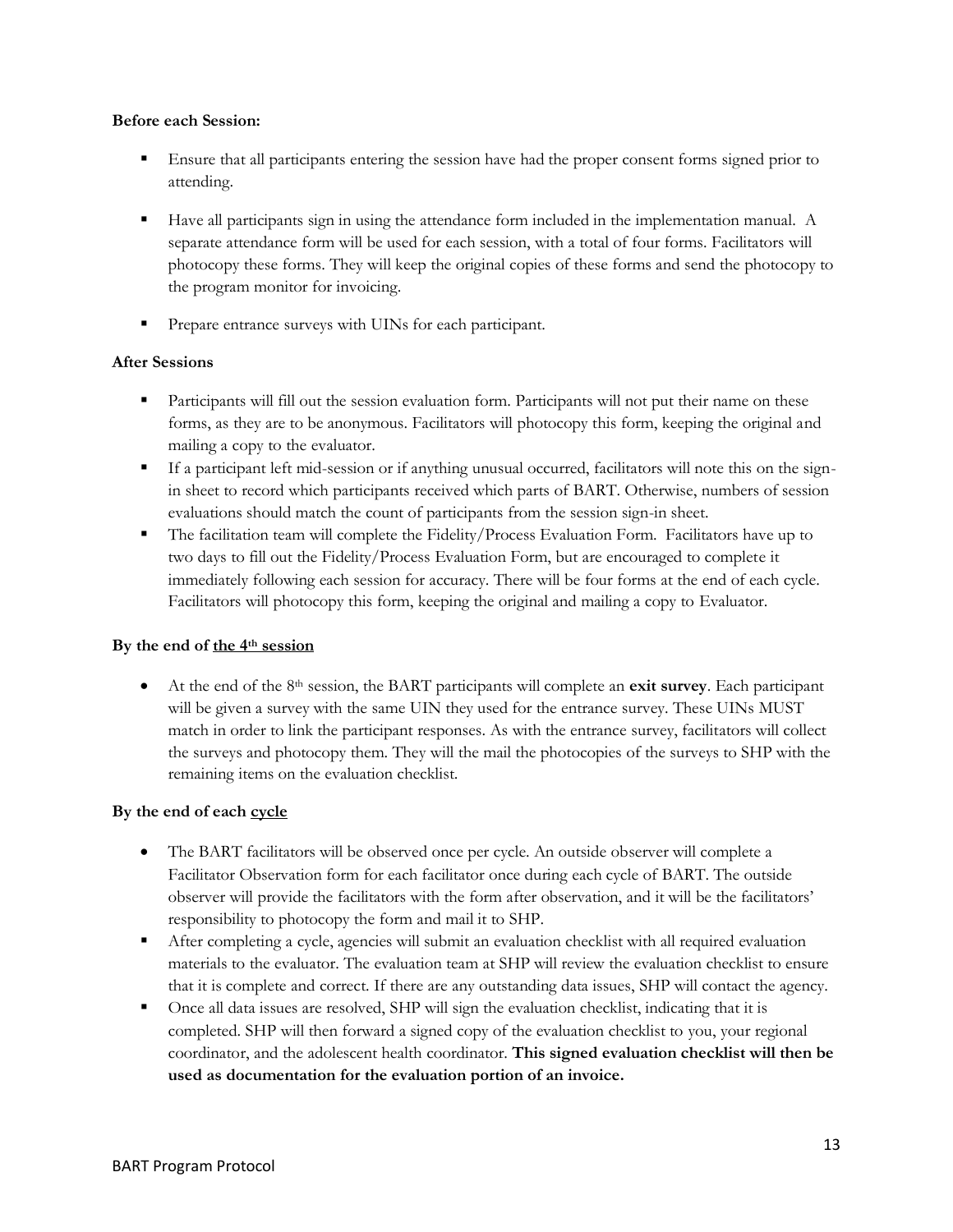**Before each Session:**

- Ensure that all participants entering the session have had the proper consent forms signed prior to attending.

- Have all participants sign in using the attendance form included in the implementation manual. A separate attendance form will be used for each session, with a total of four forms. Facilitators will photocopy these forms. They will keep the original copies of these forms and send the photocopy to the program monitor for invoicing.

- Prepare entrance surveys with UINs for each participant.

**After Sessions**

- Participants will fill out the session evaluation form. Participants will not put their name on these forms, as they are to be anonymous. Facilitators will photocopy this form, keeping the original and mailing a copy to the evaluator.
- If a participant left mid-session or if anything unusual occurred, facilitators will note this on the sign-in sheet to record which participants received which parts of BART. Otherwise, numbers of session evaluations should match the count of participants from the session sign-in sheet.
- The facilitation team will complete the Fidelity/Process Evaluation Form. Facilitators have up to two days to fill out the Fidelity/Process Evaluation Form, but are encouraged to complete it immediately following each session for accuracy. There will be four forms at the end of each cycle. Facilitators will photocopy this form, keeping the original and mailing a copy to Evaluator.

**By the end of <u>the 4th session</u>**

- At the end of the 8th session, the BART participants will complete an **exit survey**. Each participant will be given a survey with the same UIN they used for the entrance survey. These UINs MUST match in order to link the participant responses. As with the entrance survey, facilitators will collect the surveys and photocopy them. They will the mail the photocopies of the surveys to SHP with the remaining items on the evaluation checklist.

**By the end of each <u>cycle</u>**

- The BART facilitators will be observed once per cycle. An outside observer will complete a Facilitator Observation form for each facilitator once during each cycle of BART. The outside observer will provide the facilitators with the form after observation, and it will be the facilitators' responsibility to photocopy the form and mail it to SHP.
- After completing a cycle, agencies will submit an evaluation checklist with all required evaluation materials to the evaluator. The evaluation team at SHP will review the evaluation checklist to ensure that it is complete and correct. If there are any outstanding data issues, SHP will contact the agency.
- Once all data issues are resolved, SHP will sign the evaluation checklist, indicating that it is completed. SHP will then forward a signed copy of the evaluation checklist to you, your regional coordinator, and the adolescent health coordinator. **This signed evaluation checklist will then be used as documentation for the evaluation portion of an invoice.**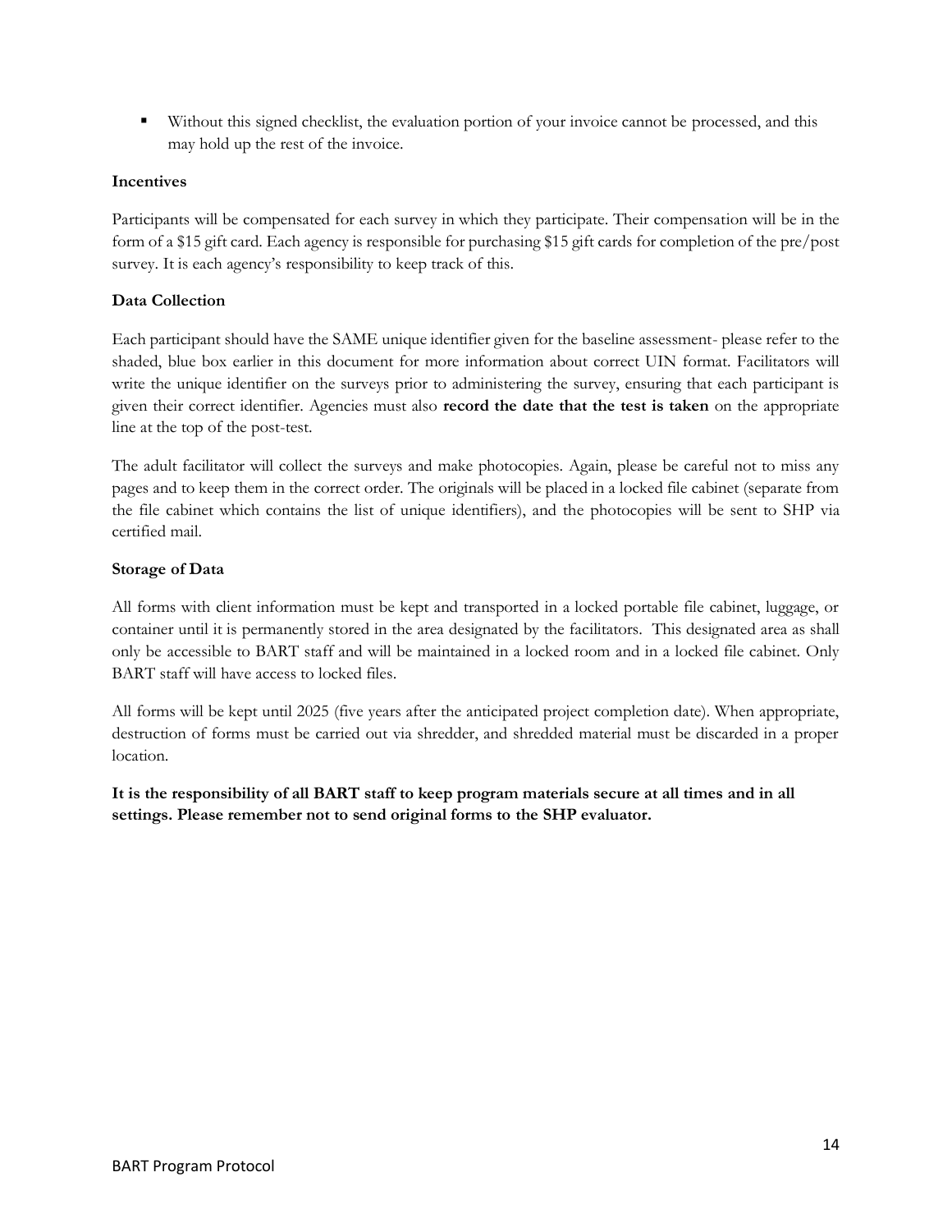- Without this signed checklist, the evaluation portion of your invoice cannot be processed, and this may hold up the rest of the invoice.

**Incentives**

Participants will be compensated for each survey in which they participate. Their compensation will be in the form of a $15 gift card. Each agency is responsible for purchasing $15 gift cards for completion of the pre/post survey. It is each agency's responsibility to keep track of this.

**Data Collection**

Each participant should have the SAME unique identifier given for the baseline assessment- please refer to the shaded, blue box earlier in this document for more information about correct UIN format. Facilitators will write the unique identifier on the surveys prior to administering the survey, ensuring that each participant is given their correct identifier. Agencies must also **record the date that the test is taken** on the appropriate line at the top of the post-test.

The adult facilitator will collect the surveys and make photocopies. Again, please be careful not to miss any pages and to keep them in the correct order. The originals will be placed in a locked file cabinet (separate from the file cabinet which contains the list of unique identifiers), and the photocopies will be sent to SHP via certified mail.

**Storage of Data**

All forms with client information must be kept and transported in a locked portable file cabinet, luggage, or container until it is permanently stored in the area designated by the facilitators. This designated area as shall only be accessible to BART staff and will be maintained in a locked room and in a locked file cabinet. Only BART staff will have access to locked files.

All forms will be kept until 2025 (five years after the anticipated project completion date). When appropriate, destruction of forms must be carried out via shredder, and shredded material must be discarded in a proper location.

**It is the responsibility of all BART staff to keep program materials secure at all times and in all settings. Please remember not to send original forms to the SHP evaluator.**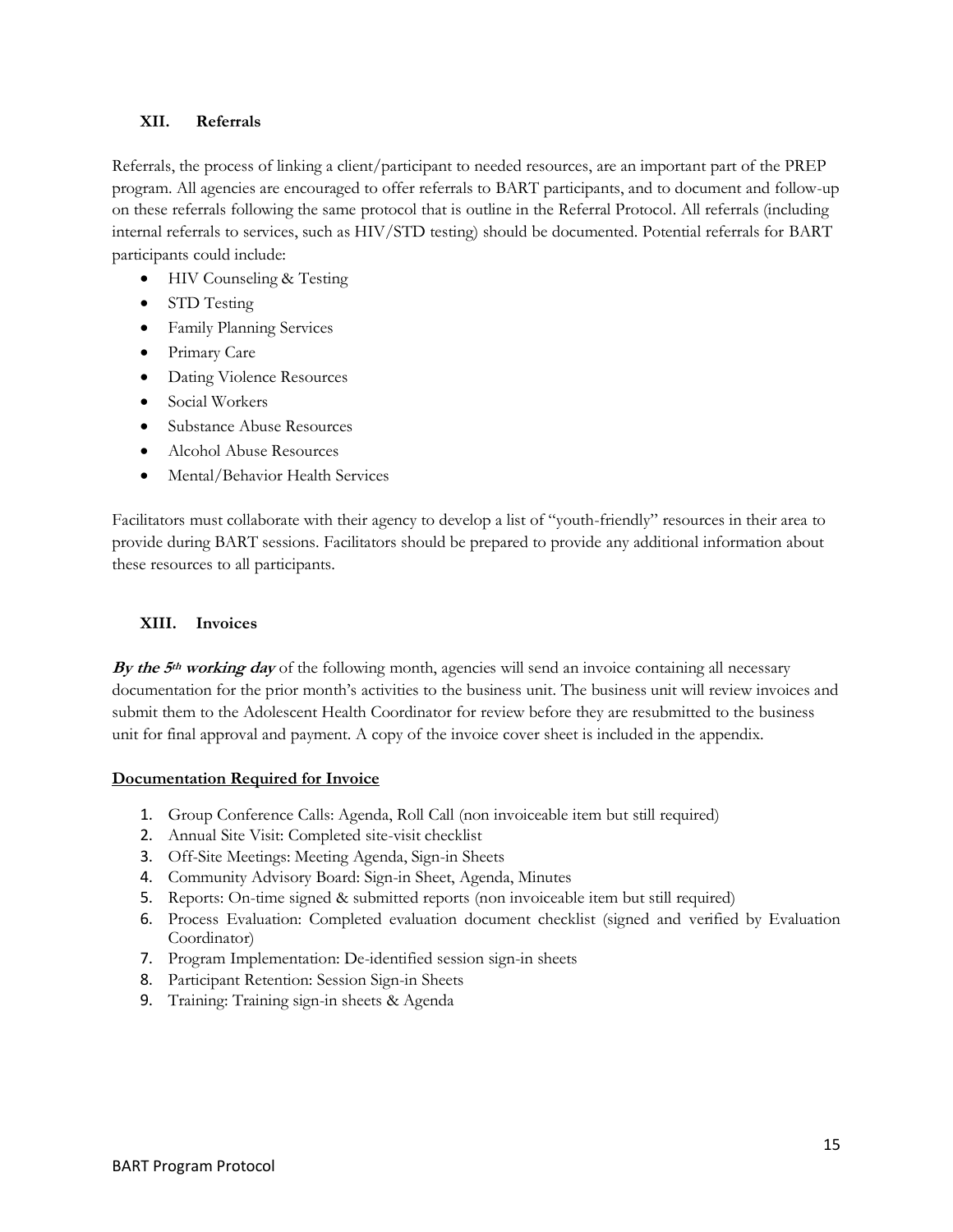## XII. Referrals

Referrals, the process of linking a client/participant to needed resources, are an important part of the PREP program. All agencies are encouraged to offer referrals to BART participants, and to document and follow-up on these referrals following the same protocol that is outline in the Referral Protocol. All referrals (including internal referrals to services, such as HIV/STD testing) should be documented. Potential referrals for BART participants could include:

- HIV Counseling & Testing
- STD Testing
- Family Planning Services
- Primary Care
- Dating Violence Resources
- Social Workers
- Substance Abuse Resources
- Alcohol Abuse Resources
- Mental/Behavior Health Services

Facilitators must collaborate with their agency to develop a list of "youth-friendly" resources in their area to provide during BART sessions. Facilitators should be prepared to provide any additional information about these resources to all participants.

## XIII. Invoices

***By the 5th working day*** of the following month, agencies will send an invoice containing all necessary documentation for the prior month's activities to the business unit. The business unit will review invoices and submit them to the Adolescent Health Coordinator for review before they are resubmitted to the business unit for final approval and payment. A copy of the invoice cover sheet is included in the appendix.

**Documentation Required for Invoice**

1. Group Conference Calls: Agenda, Roll Call (non invoiceable item but still required)
2. Annual Site Visit: Completed site-visit checklist
3. Off-Site Meetings: Meeting Agenda, Sign-in Sheets
4. Community Advisory Board: Sign-in Sheet, Agenda, Minutes
5. Reports: On-time signed & submitted reports (non invoiceable item but still required)
6. Process Evaluation: Completed evaluation document checklist (signed and verified by Evaluation Coordinator)
7. Program Implementation: De-identified session sign-in sheets
8. Participant Retention: Session Sign-in Sheets
9. Training: Training sign-in sheets & Agenda